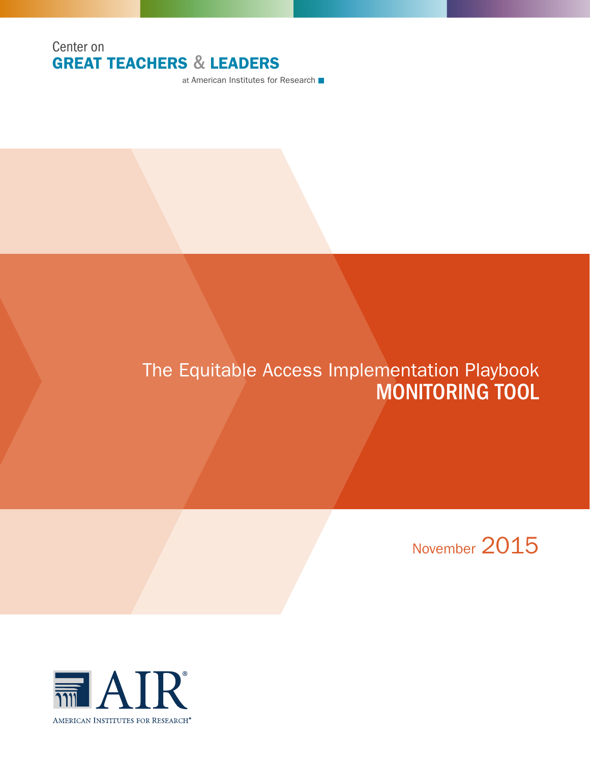Center on
**GREAT TEACHERS & LEADERS**
at American Institutes for Research

# The Equitable Access Implementation Playbook
# MONITORING TOOL

November 2015

AIR®
American Institutes for Research®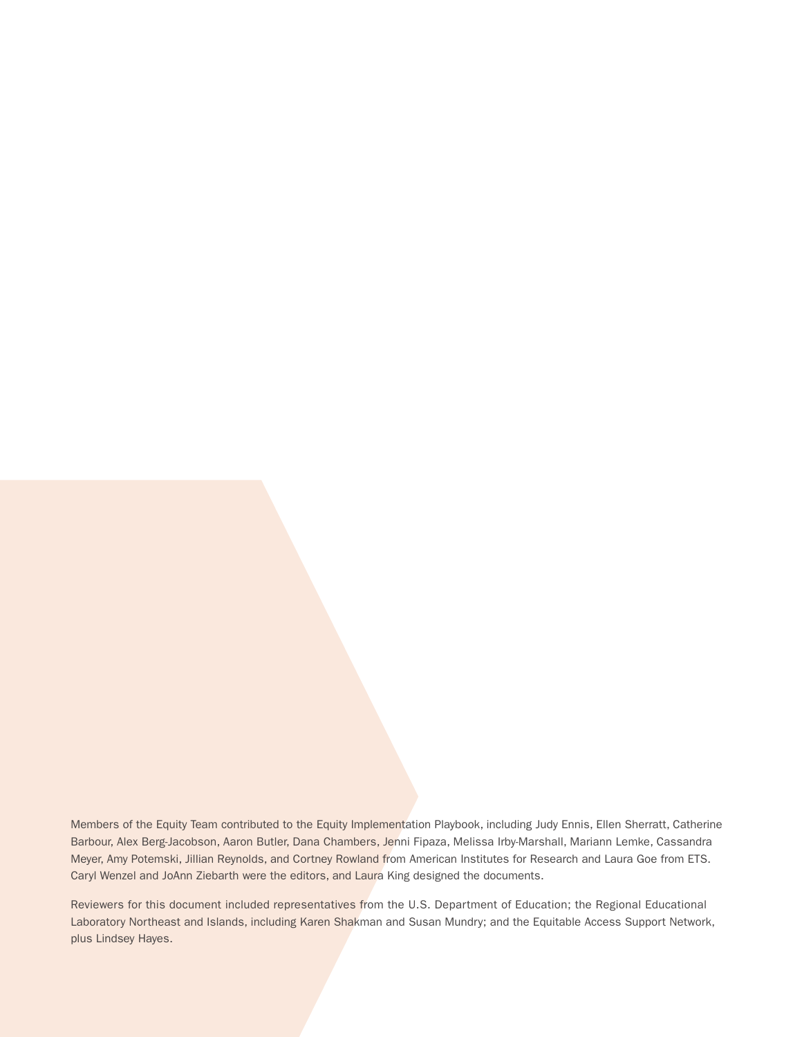Members of the Equity Team contributed to the Equity Implementation Playbook, including Judy Ennis, Ellen Sherratt, Catherine Barbour, Alex Berg-Jacobson, Aaron Butler, Dana Chambers, Jenni Fipaza, Melissa Irby-Marshall, Mariann Lemke, Cassandra Meyer, Amy Potemski, Jillian Reynolds, and Cortney Rowland from American Institutes for Research and Laura Goe from ETS. Caryl Wenzel and JoAnn Ziebarth were the editors, and Laura King designed the documents.

Reviewers for this document included representatives from the U.S. Department of Education; the Regional Educational Laboratory Northeast and Islands, including Karen Shakman and Susan Mundry; and the Equitable Access Support Network, plus Lindsey Hayes.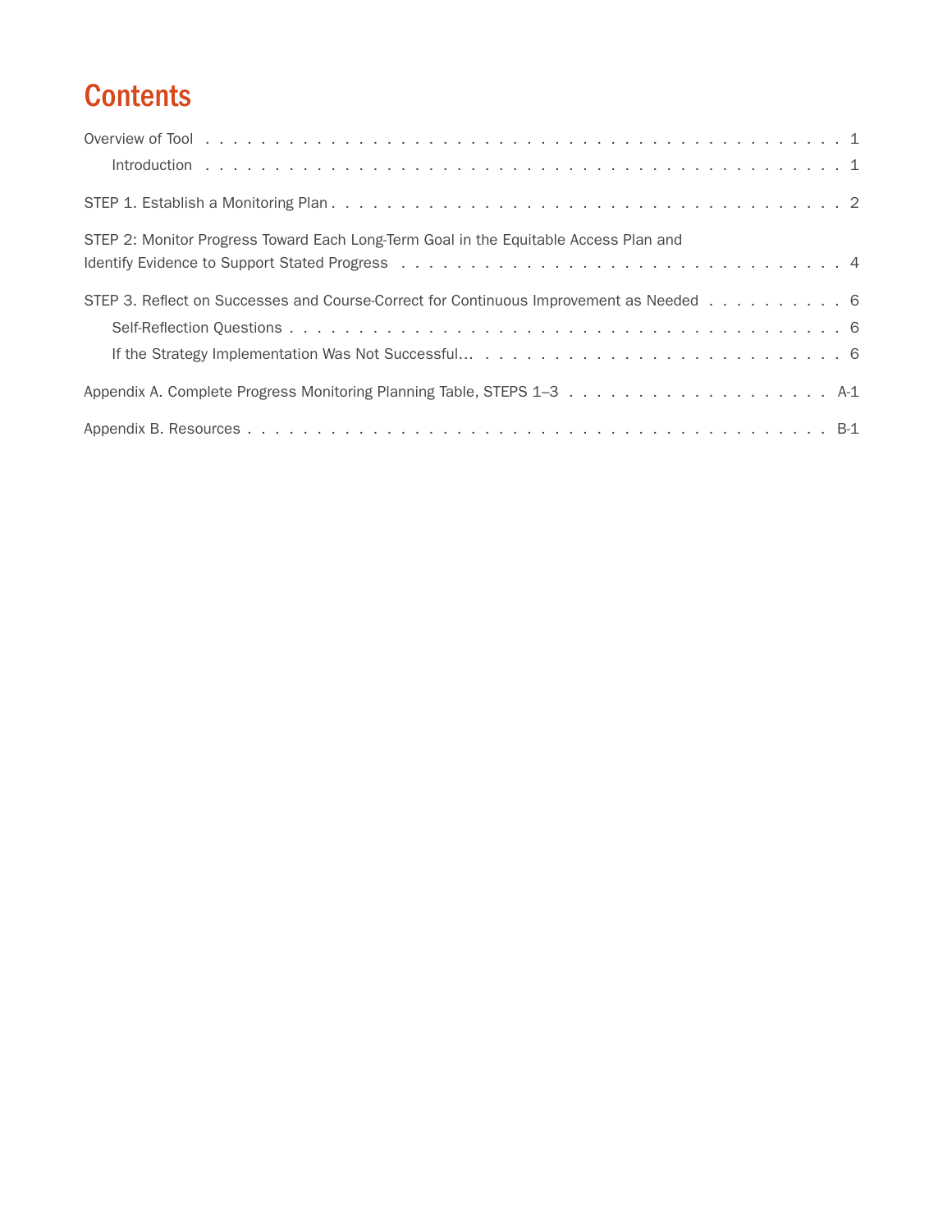# Contents

Overview of Tool . . . . . . . . . . . . . . . . . . . . . . . . . . . . . . . . . . . . . . . 1

- Introduction . . . . . . . . . . . . . . . . . . . . . . . . . . . . . . . . . . . . . . . 1

STEP 1. Establish a Monitoring Plan . . . . . . . . . . . . . . . . . . . . . . . . . . . . . . 2

STEP 2: Monitor Progress Toward Each Long-Term Goal in the Equitable Access Plan and Identify Evidence to Support Stated Progress . . . . . . . . . . . . . . . . . . . . . . . . 4

STEP 3. Reflect on Successes and Course-Correct for Continuous Improvement as Needed . . . . . . . 6

- Self-Reflection Questions . . . . . . . . . . . . . . . . . . . . . . . . . . . . . . . . . 6
- If the Strategy Implementation Was Not Successful… . . . . . . . . . . . . . . . . . . . . 6

Appendix A. Complete Progress Monitoring Planning Table, STEPS 1–3 . . . . . . . . . . . . . . A-1

Appendix B. Resources . . . . . . . . . . . . . . . . . . . . . . . . . . . . . . . . . . . B-1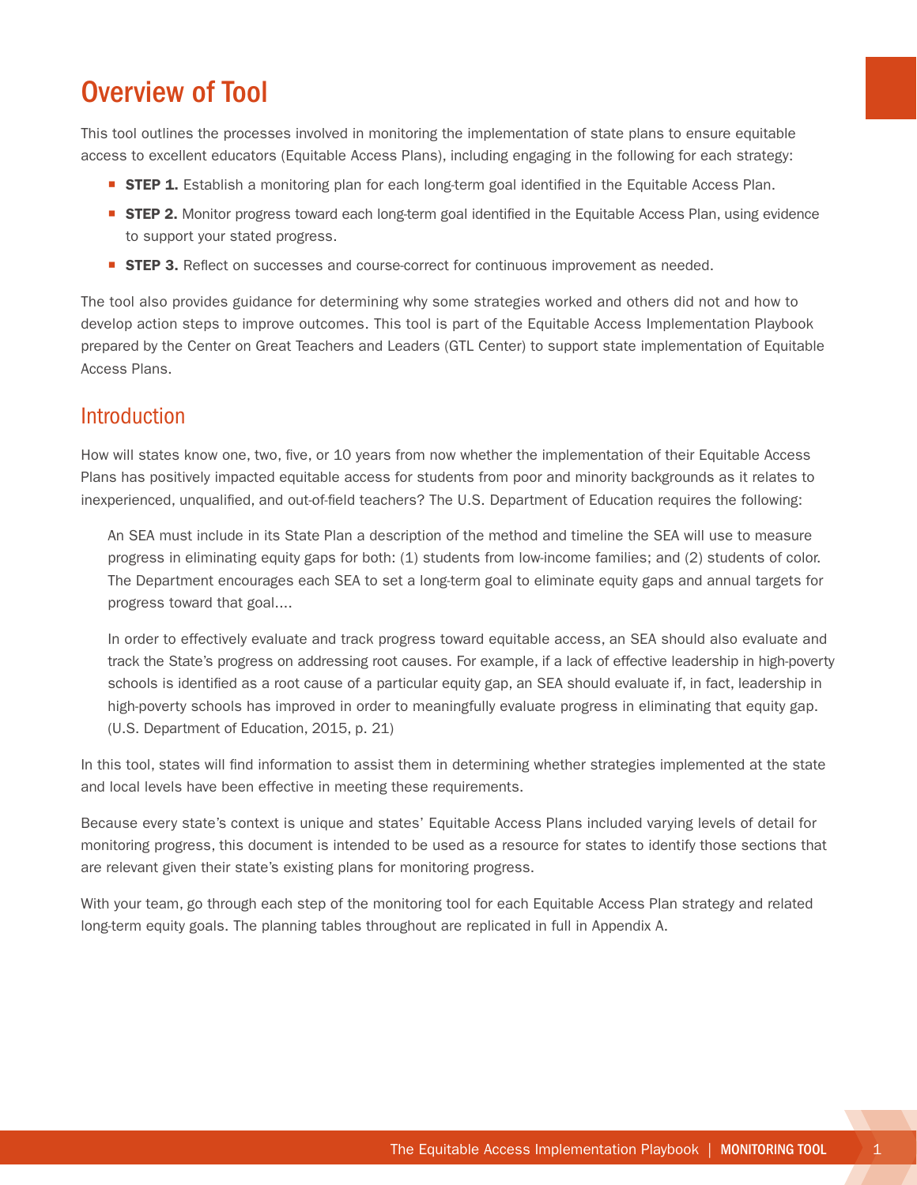# Overview of Tool

This tool outlines the processes involved in monitoring the implementation of state plans to ensure equitable access to excellent educators (Equitable Access Plans), including engaging in the following for each strategy:

- **STEP 1.** Establish a monitoring plan for each long-term goal identified in the Equitable Access Plan.
- **STEP 2.** Monitor progress toward each long-term goal identified in the Equitable Access Plan, using evidence to support your stated progress.
- **STEP 3.** Reflect on successes and course-correct for continuous improvement as needed.

The tool also provides guidance for determining why some strategies worked and others did not and how to develop action steps to improve outcomes. This tool is part of the Equitable Access Implementation Playbook prepared by the Center on Great Teachers and Leaders (GTL Center) to support state implementation of Equitable Access Plans.

## Introduction

How will states know one, two, five, or 10 years from now whether the implementation of their Equitable Access Plans has positively impacted equitable access for students from poor and minority backgrounds as it relates to inexperienced, unqualified, and out-of-field teachers? The U.S. Department of Education requires the following:

> An SEA must include in its State Plan a description of the method and timeline the SEA will use to measure progress in eliminating equity gaps for both: (1) students from low-income families; and (2) students of color. The Department encourages each SEA to set a long-term goal to eliminate equity gaps and annual targets for progress toward that goal....
>
> In order to effectively evaluate and track progress toward equitable access, an SEA should also evaluate and track the State's progress on addressing root causes. For example, if a lack of effective leadership in high-poverty schools is identified as a root cause of a particular equity gap, an SEA should evaluate if, in fact, leadership in high-poverty schools has improved in order to meaningfully evaluate progress in eliminating that equity gap. (U.S. Department of Education, 2015, p. 21)

In this tool, states will find information to assist them in determining whether strategies implemented at the state and local levels have been effective in meeting these requirements.

Because every state's context is unique and states' Equitable Access Plans included varying levels of detail for monitoring progress, this document is intended to be used as a resource for states to identify those sections that are relevant given their state's existing plans for monitoring progress.

With your team, go through each step of the monitoring tool for each Equitable Access Plan strategy and related long-term equity goals. The planning tables throughout are replicated in full in Appendix A.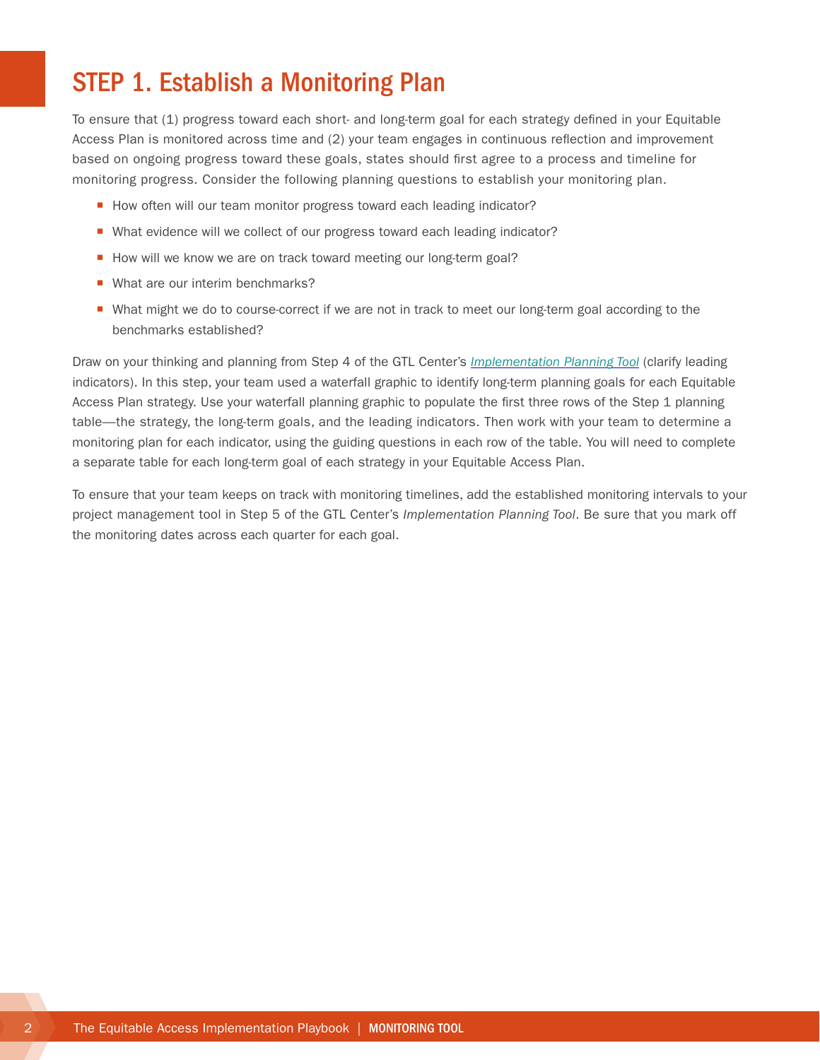# STEP 1. Establish a Monitoring Plan

To ensure that (1) progress toward each short- and long-term goal for each strategy defined in your Equitable Access Plan is monitored across time and (2) your team engages in continuous reflection and improvement based on ongoing progress toward these goals, states should first agree to a process and timeline for monitoring progress. Consider the following planning questions to establish your monitoring plan.

- How often will our team monitor progress toward each leading indicator?
- What evidence will we collect of our progress toward each leading indicator?
- How will we know we are on track toward meeting our long-term goal?
- What are our interim benchmarks?
- What might we do to course-correct if we are not in track to meet our long-term goal according to the benchmarks established?

Draw on your thinking and planning from Step 4 of the GTL Center's *Implementation Planning Tool* (clarify leading indicators). In this step, your team used a waterfall graphic to identify long-term planning goals for each Equitable Access Plan strategy. Use your waterfall planning graphic to populate the first three rows of the Step 1 planning table—the strategy, the long-term goals, and the leading indicators. Then work with your team to determine a monitoring plan for each indicator, using the guiding questions in each row of the table. You will need to complete a separate table for each long-term goal of each strategy in your Equitable Access Plan.

To ensure that your team keeps on track with monitoring timelines, add the established monitoring intervals to your project management tool in Step 5 of the GTL Center's *Implementation Planning Tool*. Be sure that you mark off the monitoring dates across each quarter for each goal.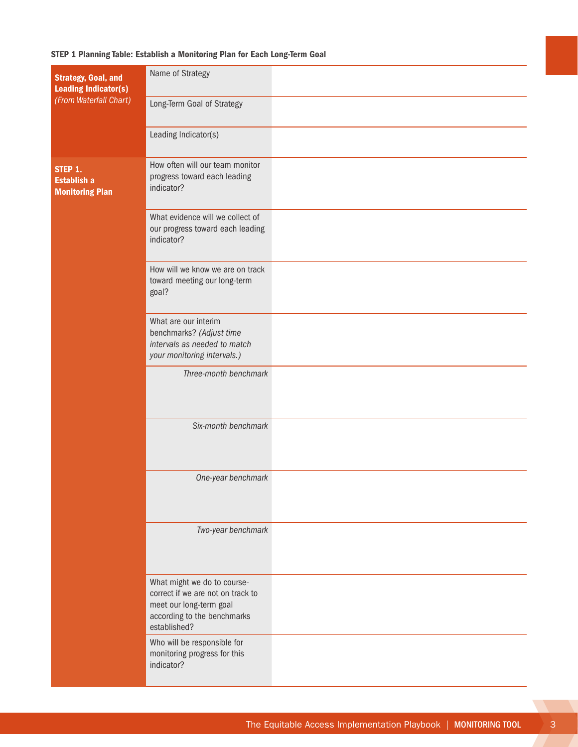**STEP 1 Planning Table: Establish a Monitoring Plan for Each Long-Term Goal**

| | | |
|---|---|---|
| **Strategy, Goal, and Leading Indicator(s)** *(From Waterfall Chart)* | Name of Strategy | |
| | Long-Term Goal of Strategy | |
| | Leading Indicator(s) | |
| **STEP 1. Establish a Monitoring Plan** | How often will our team monitor progress toward each leading indicator? | |
| | What evidence will we collect of our progress toward each leading indicator? | |
| | How will we know we are on track toward meeting our long-term goal? | |
| | What are our interim benchmarks? *(Adjust time intervals as needed to match your monitoring intervals.)* | |
| | *Three-month benchmark* | |
| | *Six-month benchmark* | |
| | *One-year benchmark* | |
| | *Two-year benchmark* | |
| | What might we do to course-correct if we are not on track to meet our long-term goal according to the benchmarks established? | |
| | Who will be responsible for monitoring progress for this indicator? | |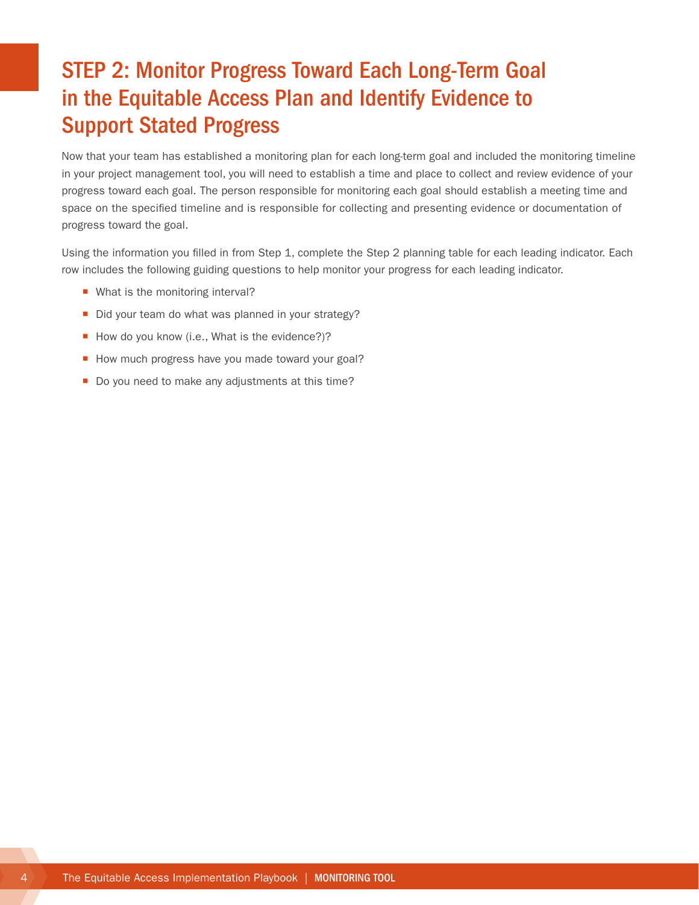# STEP 2: Monitor Progress Toward Each Long-Term Goal in the Equitable Access Plan and Identify Evidence to Support Stated Progress

Now that your team has established a monitoring plan for each long-term goal and included the monitoring timeline in your project management tool, you will need to establish a time and place to collect and review evidence of your progress toward each goal. The person responsible for monitoring each goal should establish a meeting time and space on the specified timeline and is responsible for collecting and presenting evidence or documentation of progress toward the goal.

Using the information you filled in from Step 1, complete the Step 2 planning table for each leading indicator. Each row includes the following guiding questions to help monitor your progress for each leading indicator.

- What is the monitoring interval?
- Did your team do what was planned in your strategy?
- How do you know (i.e., What is the evidence?)?
- How much progress have you made toward your goal?
- Do you need to make any adjustments at this time?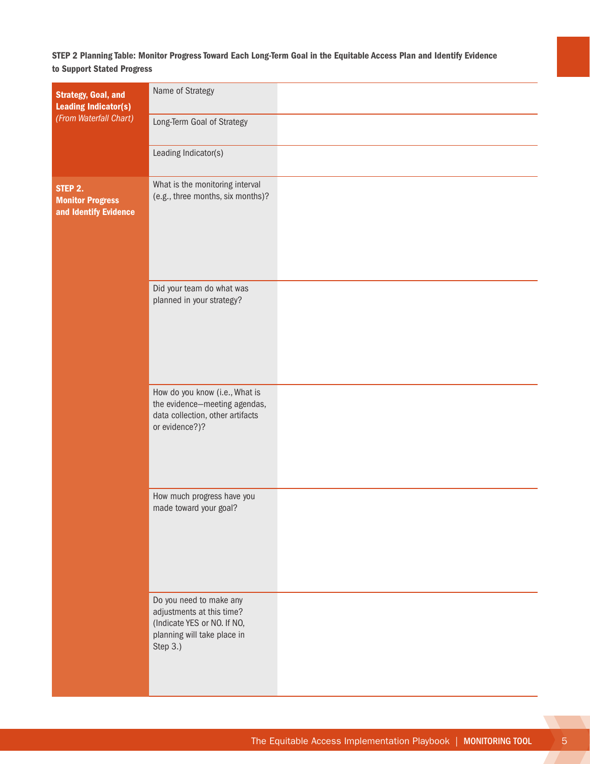**STEP 2 Planning Table: Monitor Progress Toward Each Long-Term Goal in the Equitable Access Plan and Identify Evidence to Support Stated Progress**

| | | |
|---|---|---|
| **Strategy, Goal, and Leading Indicator(s)** *(From Waterfall Chart)* | Name of Strategy | |
| | Long-Term Goal of Strategy | |
| | Leading Indicator(s) | |
| **STEP 2. Monitor Progress and Identify Evidence** | What is the monitoring interval (e.g., three months, six months)? | |
| | Did your team do what was planned in your strategy? | |
| | How do you know (i.e., What is the evidence—meeting agendas, data collection, other artifacts or evidence?)? | |
| | How much progress have you made toward your goal? | |
| | Do you need to make any adjustments at this time? (Indicate YES or NO. If NO, planning will take place in Step 3.) | |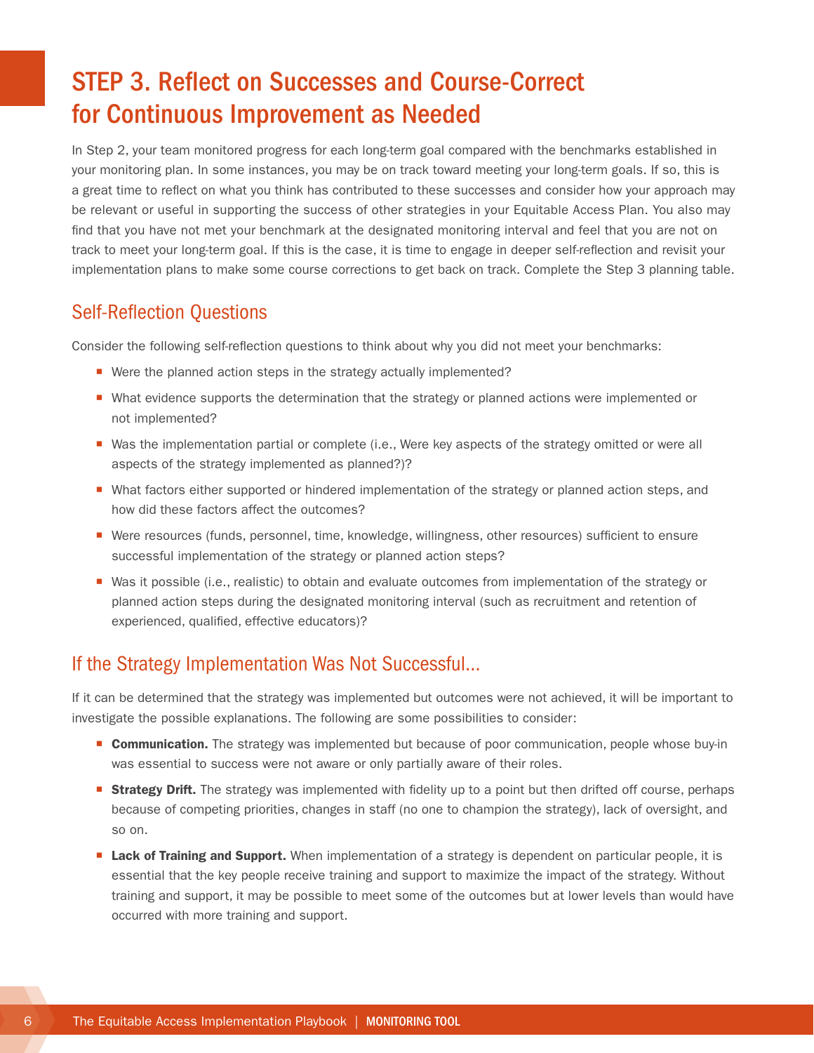# STEP 3. Reflect on Successes and Course-Correct for Continuous Improvement as Needed

In Step 2, your team monitored progress for each long-term goal compared with the benchmarks established in your monitoring plan. In some instances, you may be on track toward meeting your long-term goals. If so, this is a great time to reflect on what you think has contributed to these successes and consider how your approach may be relevant or useful in supporting the success of other strategies in your Equitable Access Plan. You also may find that you have not met your benchmark at the designated monitoring interval and feel that you are not on track to meet your long-term goal. If this is the case, it is time to engage in deeper self-reflection and revisit your implementation plans to make some course corrections to get back on track. Complete the Step 3 planning table.

## Self-Reflection Questions

Consider the following self-reflection questions to think about why you did not meet your benchmarks:

- Were the planned action steps in the strategy actually implemented?
- What evidence supports the determination that the strategy or planned actions were implemented or not implemented?
- Was the implementation partial or complete (i.e., Were key aspects of the strategy omitted or were all aspects of the strategy implemented as planned?)?
- What factors either supported or hindered implementation of the strategy or planned action steps, and how did these factors affect the outcomes?
- Were resources (funds, personnel, time, knowledge, willingness, other resources) sufficient to ensure successful implementation of the strategy or planned action steps?
- Was it possible (i.e., realistic) to obtain and evaluate outcomes from implementation of the strategy or planned action steps during the designated monitoring interval (such as recruitment and retention of experienced, qualified, effective educators)?

## If the Strategy Implementation Was Not Successful…

If it can be determined that the strategy was implemented but outcomes were not achieved, it will be important to investigate the possible explanations. The following are some possibilities to consider:

- **Communication.** The strategy was implemented but because of poor communication, people whose buy-in was essential to success were not aware or only partially aware of their roles.
- **Strategy Drift.** The strategy was implemented with fidelity up to a point but then drifted off course, perhaps because of competing priorities, changes in staff (no one to champion the strategy), lack of oversight, and so on.
- **Lack of Training and Support.** When implementation of a strategy is dependent on particular people, it is essential that the key people receive training and support to maximize the impact of the strategy. Without training and support, it may be possible to meet some of the outcomes but at lower levels than would have occurred with more training and support.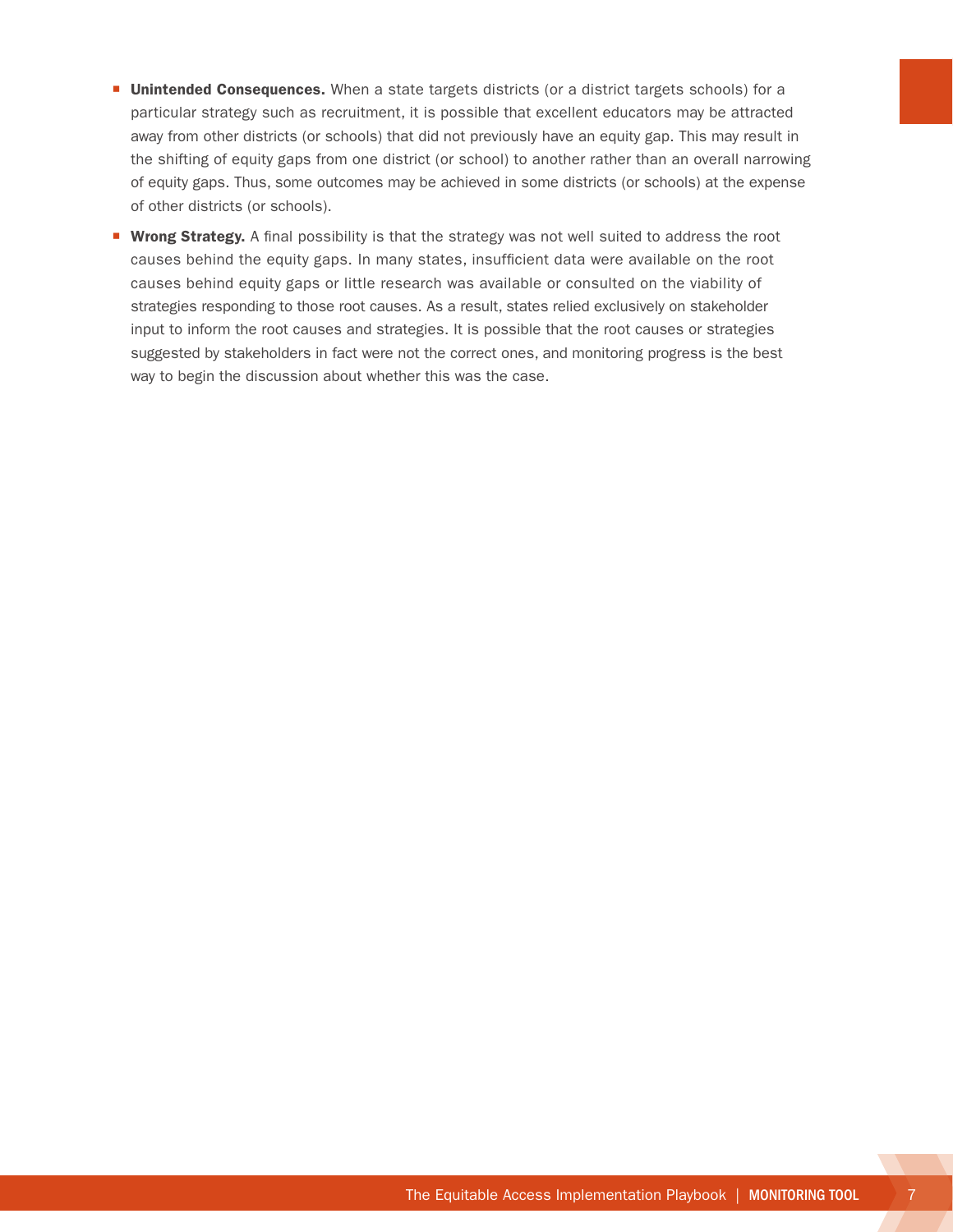- **Unintended Consequences.** When a state targets districts (or a district targets schools) for a particular strategy such as recruitment, it is possible that excellent educators may be attracted away from other districts (or schools) that did not previously have an equity gap. This may result in the shifting of equity gaps from one district (or school) to another rather than an overall narrowing of equity gaps. Thus, some outcomes may be achieved in some districts (or schools) at the expense of other districts (or schools).
- **Wrong Strategy.** A final possibility is that the strategy was not well suited to address the root causes behind the equity gaps. In many states, insufficient data were available on the root causes behind equity gaps or little research was available or consulted on the viability of strategies responding to those root causes. As a result, states relied exclusively on stakeholder input to inform the root causes and strategies. It is possible that the root causes or strategies suggested by stakeholders in fact were not the correct ones, and monitoring progress is the best way to begin the discussion about whether this was the case.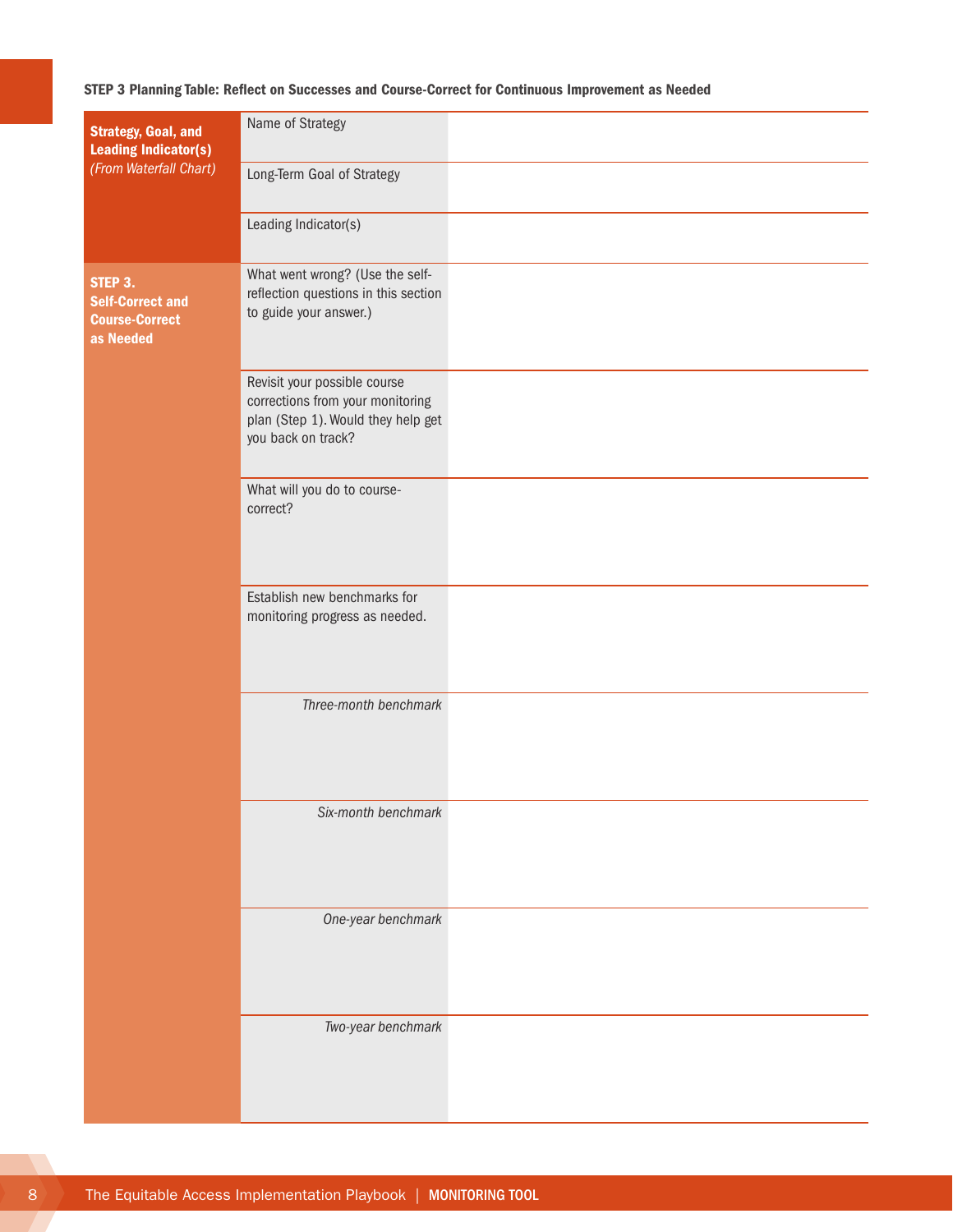**STEP 3 Planning Table: Reflect on Successes and Course-Correct for Continuous Improvement as Needed**

| | | |
|---|---|---|
| **Strategy, Goal, and Leading Indicator(s)** *(From Waterfall Chart)* | Name of Strategy | |
| | Long-Term Goal of Strategy | |
| | Leading Indicator(s) | |
| **STEP 3. Self-Correct and Course-Correct as Needed** | What went wrong? (Use the self-reflection questions in this section to guide your answer.) | |
| | Revisit your possible course corrections from your monitoring plan (Step 1). Would they help get you back on track? | |
| | What will you do to course-correct? | |
| | Establish new benchmarks for monitoring progress as needed. | |
| | *Three-month benchmark* | |
| | *Six-month benchmark* | |
| | *One-year benchmark* | |
| | *Two-year benchmark* | |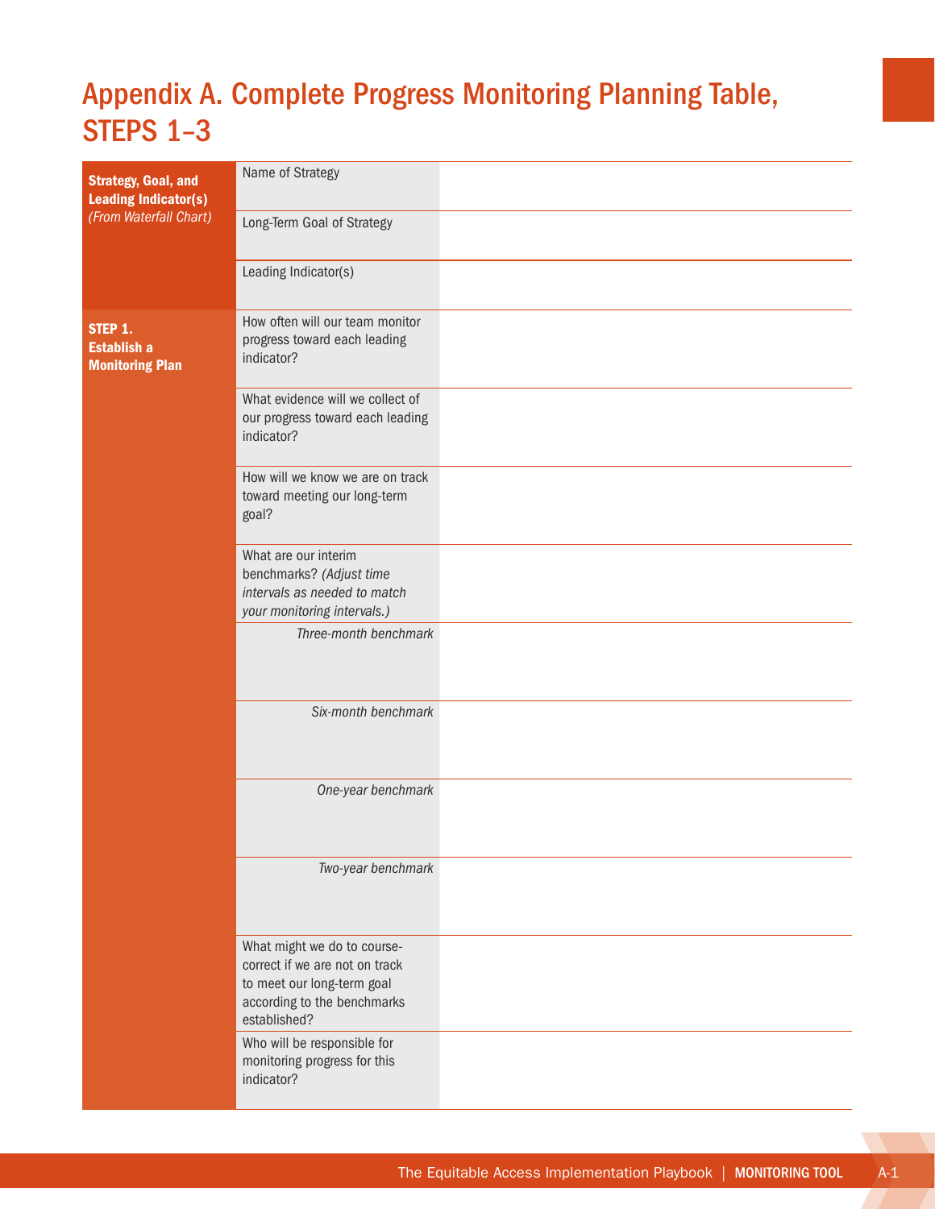# Appendix A. Complete Progress Monitoring Planning Table, STEPS 1–3

| | | |
|---|---|---|
| **Strategy, Goal, and Leading Indicator(s)** *(From Waterfall Chart)* | Name of Strategy | |
| | Long-Term Goal of Strategy | |
| | Leading Indicator(s) | |
| **STEP 1. Establish a Monitoring Plan** | How often will our team monitor progress toward each leading indicator? | |
| | What evidence will we collect of our progress toward each leading indicator? | |
| | How will we know we are on track toward meeting our long-term goal? | |
| | What are our interim benchmarks? *(Adjust time intervals as needed to match your monitoring intervals.)* | |
| | *Three-month benchmark* | |
| | *Six-month benchmark* | |
| | *One-year benchmark* | |
| | *Two-year benchmark* | |
| | What might we do to course-correct if we are not on track to meet our long-term goal according to the benchmarks established? | |
| | Who will be responsible for monitoring progress for this indicator? | |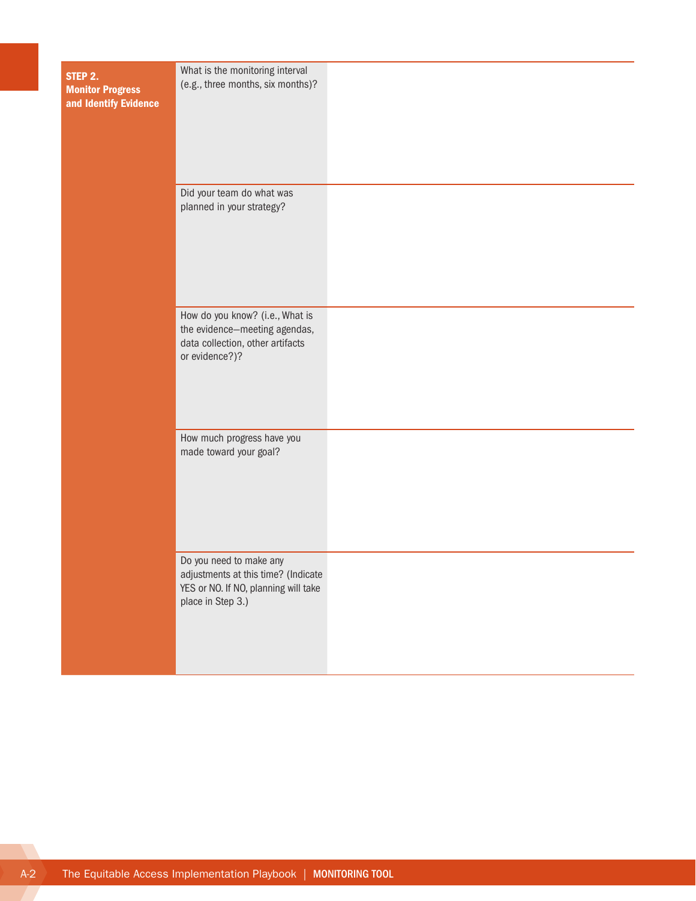| STEP 2. Monitor Progress and Identify Evidence | | |
|---|---|---|
| | What is the monitoring interval (e.g., three months, six months)? | |
| | Did your team do what was planned in your strategy? | |
| | How do you know? (i.e., What is the evidence—meeting agendas, data collection, other artifacts or evidence?)? | |
| | How much progress have you made toward your goal? | |
| | Do you need to make any adjustments at this time? (Indicate YES or NO. If NO, planning will take place in Step 3.) | |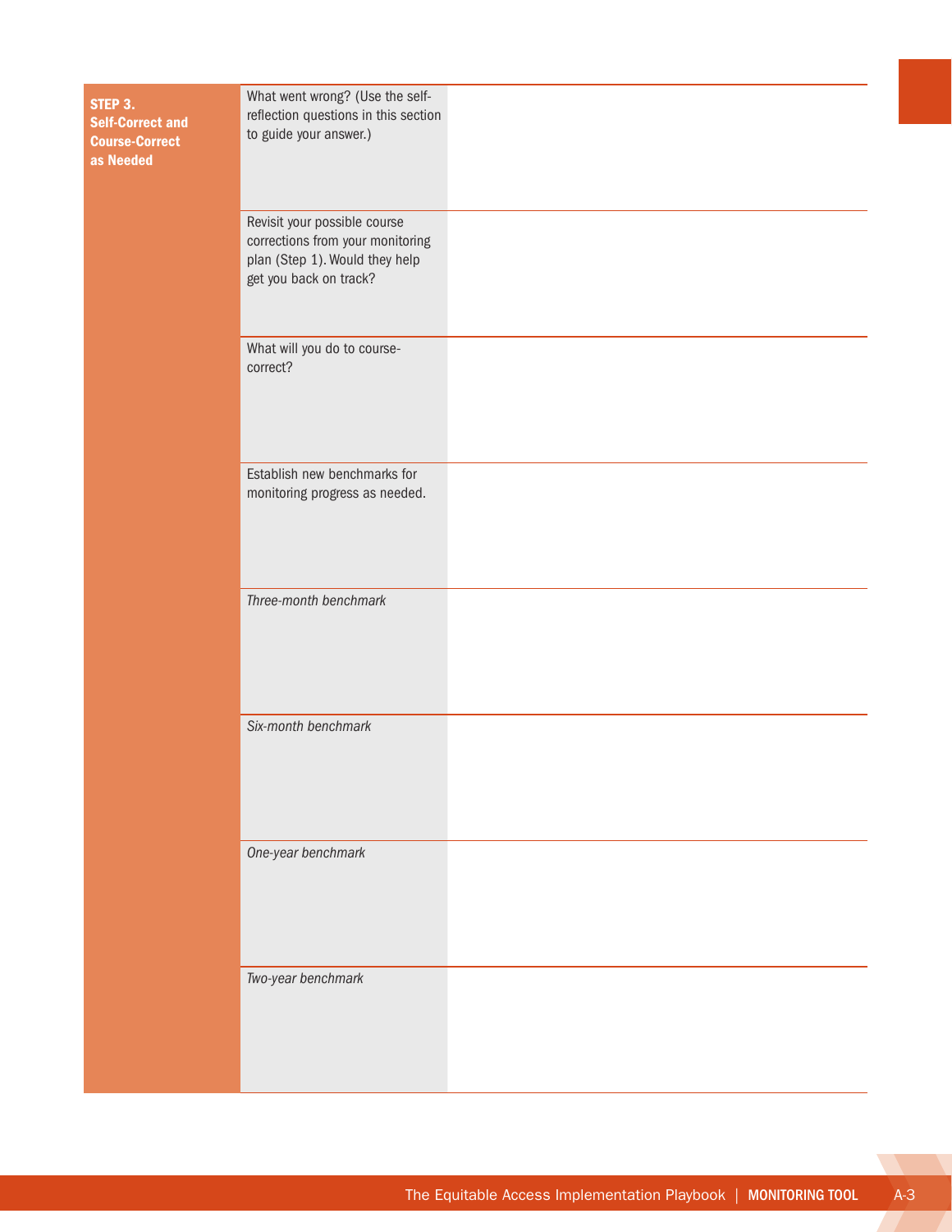| STEP 3. Self-Correct and Course-Correct as Needed | | |
|---|---|---|
| | What went wrong? (Use the self-reflection questions in this section to guide your answer.) | |
| | Revisit your possible course corrections from your monitoring plan (Step 1). Would they help get you back on track? | |
| | What will you do to course-correct? | |
| | Establish new benchmarks for monitoring progress as needed. | |
| | *Three-month benchmark* | |
| | *Six-month benchmark* | |
| | *One-year benchmark* | |
| | *Two-year benchmark* | |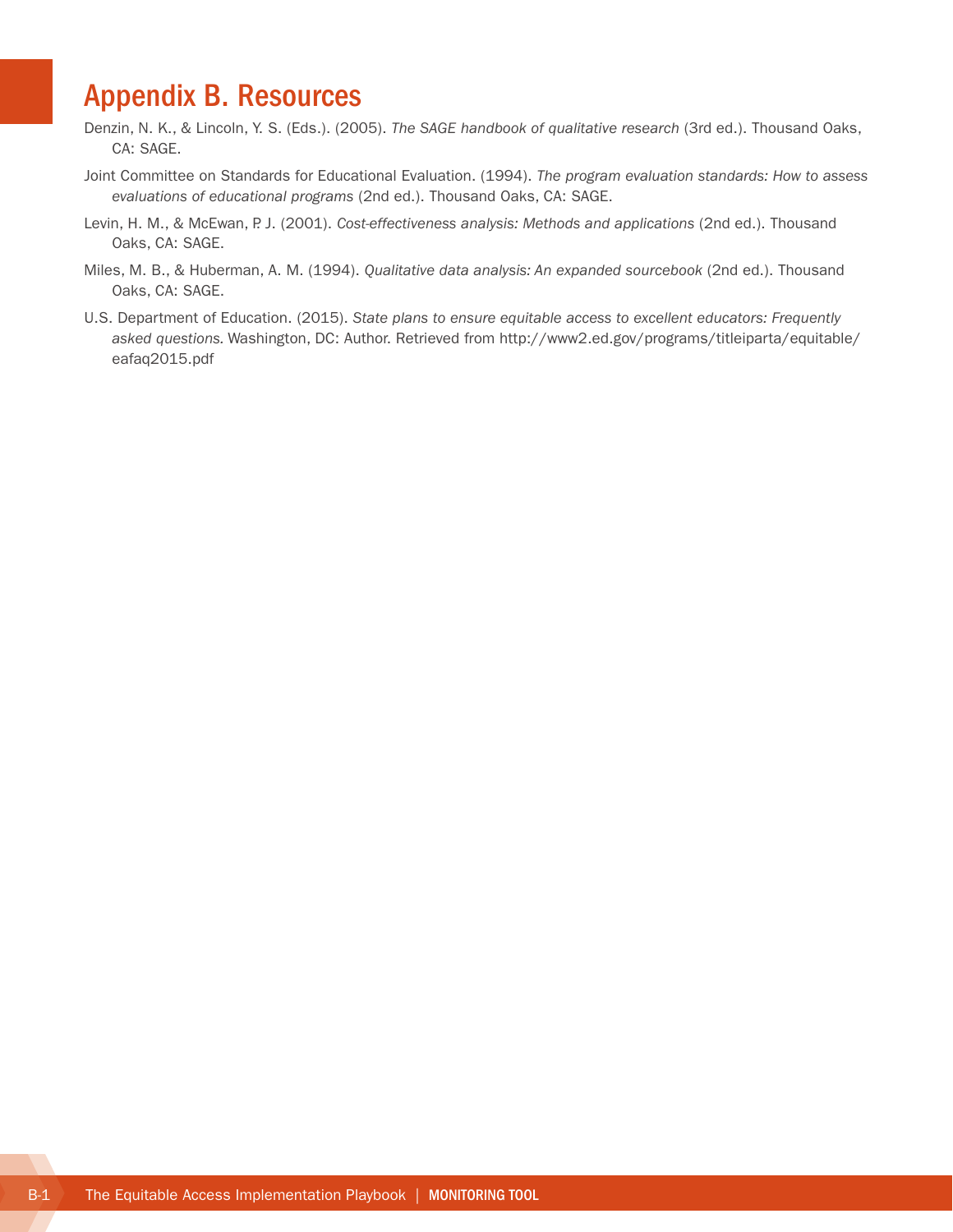# Appendix B. Resources

Denzin, N. K., & Lincoln, Y. S. (Eds.). (2005). *The SAGE handbook of qualitative research* (3rd ed.). Thousand Oaks, CA: SAGE.

Joint Committee on Standards for Educational Evaluation. (1994). *The program evaluation standards: How to assess evaluations of educational programs* (2nd ed.). Thousand Oaks, CA: SAGE.

Levin, H. M., & McEwan, P. J. (2001). *Cost-effectiveness analysis: Methods and applications* (2nd ed.). Thousand Oaks, CA: SAGE.

Miles, M. B., & Huberman, A. M. (1994). *Qualitative data analysis: An expanded sourcebook* (2nd ed.). Thousand Oaks, CA: SAGE.

U.S. Department of Education. (2015). *State plans to ensure equitable access to excellent educators: Frequently asked questions.* Washington, DC: Author. Retrieved from http://www2.ed.gov/programs/titleiparta/equitable/eafaq2015.pdf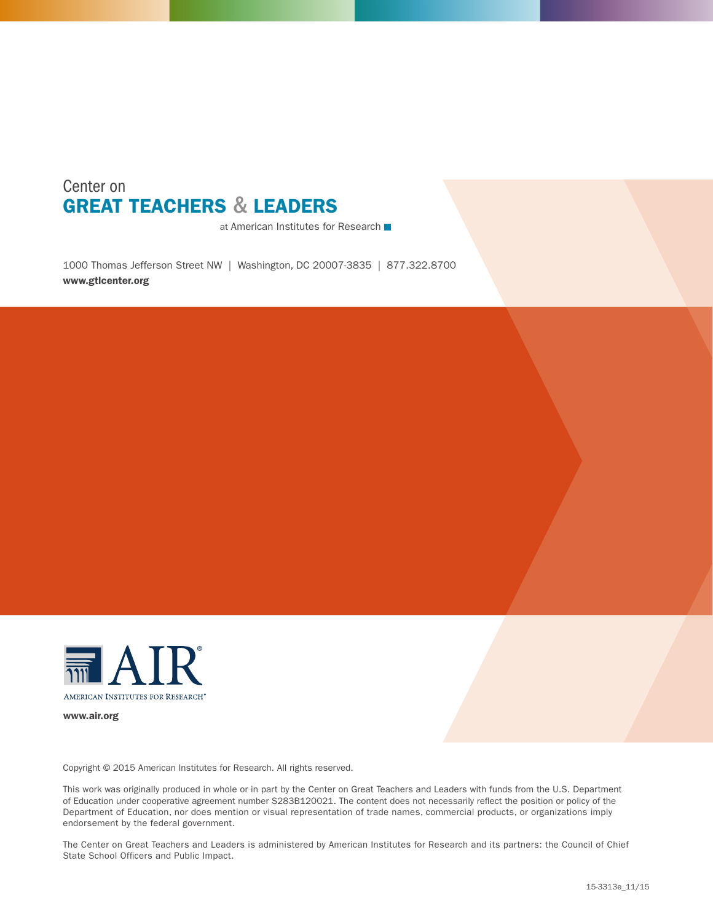Center on
**GREAT TEACHERS & LEADERS**
at American Institutes for Research

1000 Thomas Jefferson Street NW | Washington, DC 20007-3835 | 877.322.8700
**www.gtlcenter.org**

AIR®
American Institutes for Research®

**www.air.org**

Copyright © 2015 American Institutes for Research. All rights reserved.

This work was originally produced in whole or in part by the Center on Great Teachers and Leaders with funds from the U.S. Department of Education under cooperative agreement number S283B120021. The content does not necessarily reflect the position or policy of the Department of Education, nor does mention or visual representation of trade names, commercial products, or organizations imply endorsement by the federal government.

The Center on Great Teachers and Leaders is administered by American Institutes for Research and its partners: the Council of Chief State School Officers and Public Impact.

15-3313e_11/15